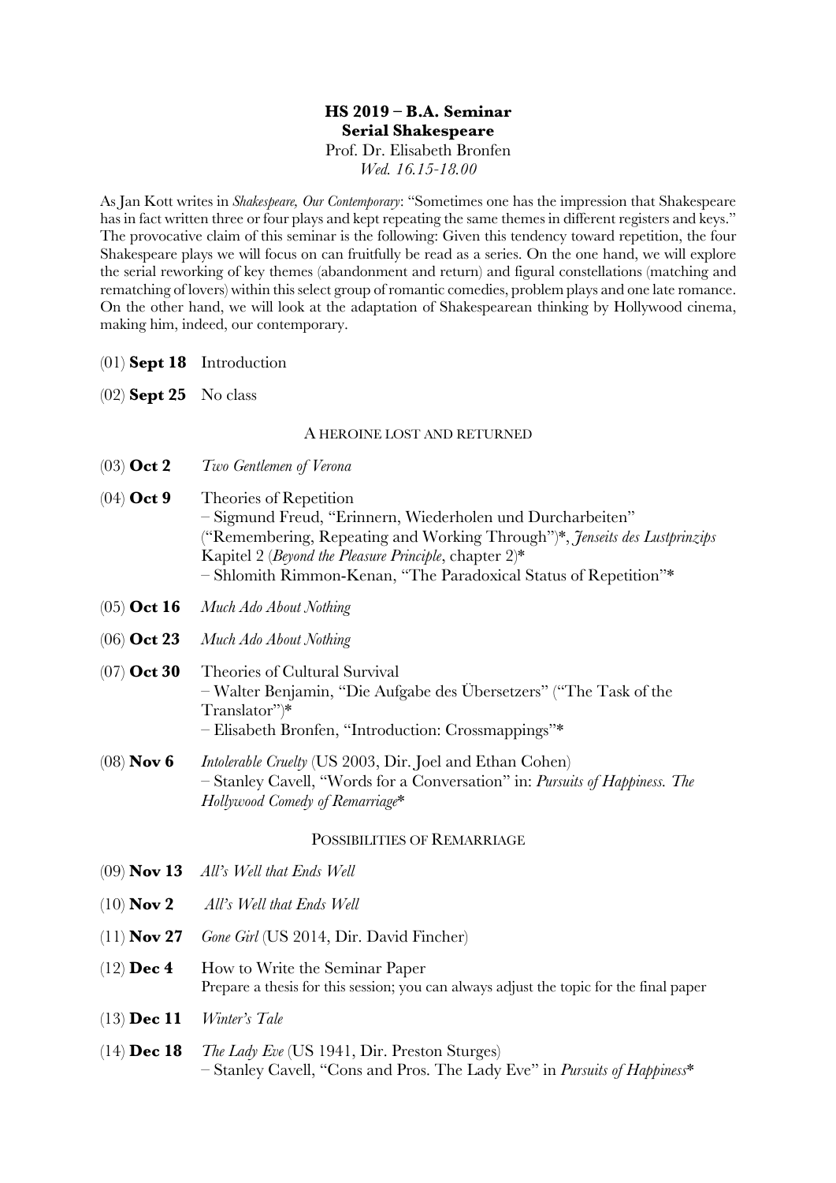**HS 2019 – B.A. Seminar**
**Serial Shakespeare**
Prof. Dr. Elisabeth Bronfen
*Wed. 16.15-18.00*

As Jan Kott writes in *Shakespeare, Our Contemporary*: "Sometimes one has the impression that Shakespeare has in fact written three or four plays and kept repeating the same themes in different registers and keys." The provocative claim of this seminar is the following: Given this tendency toward repetition, the four Shakespeare plays we will focus on can fruitfully be read as a series. On the one hand, we will explore the serial reworking of key themes (abandonment and return) and figural constellations (matching and rematching of lovers) within this select group of romantic comedies, problem plays and one late romance. On the other hand, we will look at the adaptation of Shakespearean thinking by Hollywood cinema, making him, indeed, our contemporary.

(01) **Sept 18** Introduction

(02) **Sept 25** No class

A HEROINE LOST AND RETURNED

(03) **Oct 2** *Two Gentlemen of Verona*

(04) **Oct 9** Theories of Repetition
– Sigmund Freud, "Erinnern, Wiederholen und Durcharbeiten" ("Remembering, Repeating and Working Through")*, *Jenseits des Lustprinzips* Kapitel 2 (*Beyond the Pleasure Principle*, chapter 2)*
– Shlomith Rimmon-Kenan, "The Paradoxical Status of Repetition"*

(05) **Oct 16** *Much Ado About Nothing*

(06) **Oct 23** *Much Ado About Nothing*

(07) **Oct 30** Theories of Cultural Survival
– Walter Benjamin, "Die Aufgabe des Übersetzers" ("The Task of the Translator")*
– Elisabeth Bronfen, "Introduction: Crossmappings"*

(08) **Nov 6** *Intolerable Cruelty* (US 2003, Dir. Joel and Ethan Cohen)
– Stanley Cavell, "Words for a Conversation" in: *Pursuits of Happiness. The Hollywood Comedy of Remarriage**

POSSIBILITIES OF REMARRIAGE

(09) **Nov 13** *All's Well that Ends Well*

(10) **Nov 2** *All's Well that Ends Well*

(11) **Nov 27** *Gone Girl* (US 2014, Dir. David Fincher)

(12) **Dec 4** How to Write the Seminar Paper
Prepare a thesis for this session; you can always adjust the topic for the final paper

(13) **Dec 11** *Winter's Tale*

(14) **Dec 18** *The Lady Eve* (US 1941, Dir. Preston Sturges)
– Stanley Cavell, "Cons and Pros. The Lady Eve" in *Pursuits of Happiness**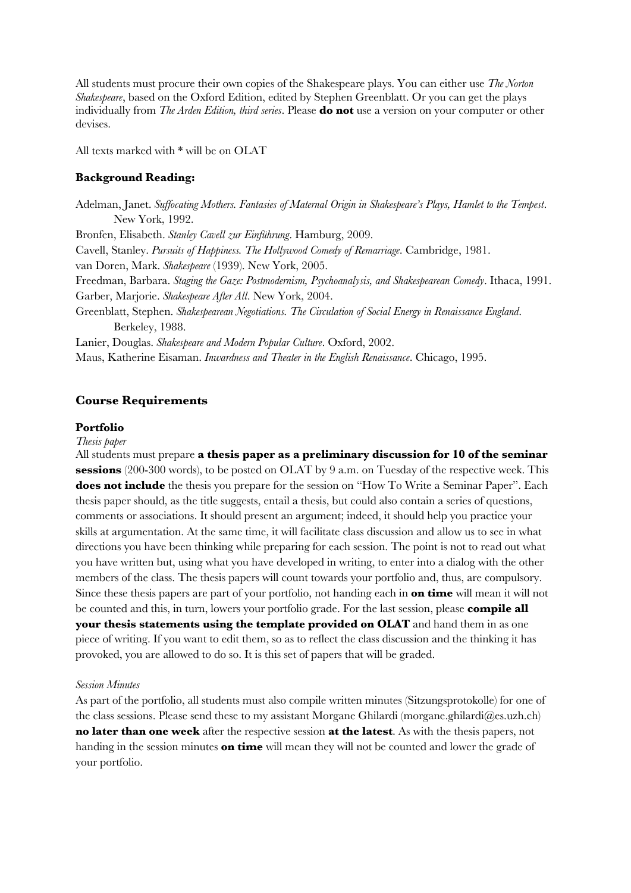All students must procure their own copies of the Shakespeare plays. You can either use *The Norton Shakespeare*, based on the Oxford Edition, edited by Stephen Greenblatt. Or you can get the plays individually from *The Arden Edition, third series*. Please **do not** use a version on your computer or other devises.

All texts marked with * will be on OLAT

**Background Reading:**

Adelman, Janet. *Suffocating Mothers. Fantasies of Maternal Origin in Shakespeare's Plays, Hamlet to the Tempest*. New York, 1992.
Bronfen, Elisabeth. *Stanley Cavell zur Einführung*. Hamburg, 2009.
Cavell, Stanley. *Pursuits of Happiness. The Hollywood Comedy of Remarriage*. Cambridge, 1981.
van Doren, Mark. *Shakespeare* (1939). New York, 2005.
Freedman, Barbara. *Staging the Gaze: Postmodernism, Psychoanalysis, and Shakespearean Comedy*. Ithaca, 1991.
Garber, Marjorie. *Shakespeare After All*. New York, 2004.
Greenblatt, Stephen. *Shakespearean Negotiations. The Circulation of Social Energy in Renaissance England*. Berkeley, 1988.
Lanier, Douglas. *Shakespeare and Modern Popular Culture*. Oxford, 2002.
Maus, Katherine Eisaman. *Inwardness and Theater in the English Renaissance*. Chicago, 1995.

## Course Requirements

### Portfolio

*Thesis paper*

All students must prepare **a thesis paper as a preliminary discussion for 10 of the seminar sessions** (200-300 words), to be posted on OLAT by 9 a.m. on Tuesday of the respective week. This **does not include** the thesis you prepare for the session on "How To Write a Seminar Paper". Each thesis paper should, as the title suggests, entail a thesis, but could also contain a series of questions, comments or associations. It should present an argument; indeed, it should help you practice your skills at argumentation. At the same time, it will facilitate class discussion and allow us to see in what directions you have been thinking while preparing for each session. The point is not to read out what you have written but, using what you have developed in writing, to enter into a dialog with the other members of the class. The thesis papers will count towards your portfolio and, thus, are compulsory. Since these thesis papers are part of your portfolio, not handing each in **on time** will mean it will not be counted and this, in turn, lowers your portfolio grade. For the last session, please **compile all your thesis statements using the template provided on OLAT** and hand them in as one piece of writing. If you want to edit them, so as to reflect the class discussion and the thinking it has provoked, you are allowed to do so. It is this set of papers that will be graded.

*Session Minutes*

As part of the portfolio, all students must also compile written minutes (Sitzungsprotokolle) for one of the class sessions. Please send these to my assistant Morgane Ghilardi (morgane.ghilardi@es.uzh.ch) **no later than one week** after the respective session **at the latest**. As with the thesis papers, not handing in the session minutes **on time** will mean they will not be counted and lower the grade of your portfolio.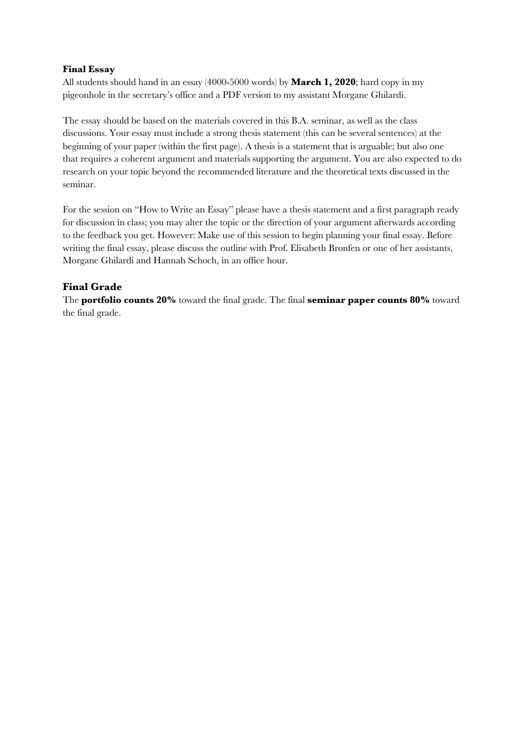**Final Essay**

All students should hand in an essay (4000-5000 words) by **March 1, 2020**; hard copy in my pigeonhole in the secretary's office and a PDF version to my assistant Morgane Ghilardi.

The essay should be based on the materials covered in this B.A. seminar, as well as the class discussions. Your essay must include a strong thesis statement (this can be several sentences) at the beginning of your paper (within the first page). A thesis is a statement that is arguable; but also one that requires a coherent argument and materials supporting the argument. You are also expected to do research on your topic beyond the recommended literature and the theoretical texts discussed in the seminar.

For the session on "How to Write an Essay" please have a thesis statement and a first paragraph ready for discussion in class; you may alter the topic or the direction of your argument afterwards according to the feedback you get. However: Make use of this session to begin planning your final essay. Before writing the final essay, please discuss the outline with Prof. Elisabeth Bronfen or one of her assistants, Morgane Ghilardi and Hannah Schoch, in an office hour.

## Final Grade

The **portfolio counts 20%** toward the final grade. The final **seminar paper counts 80%** toward the final grade.